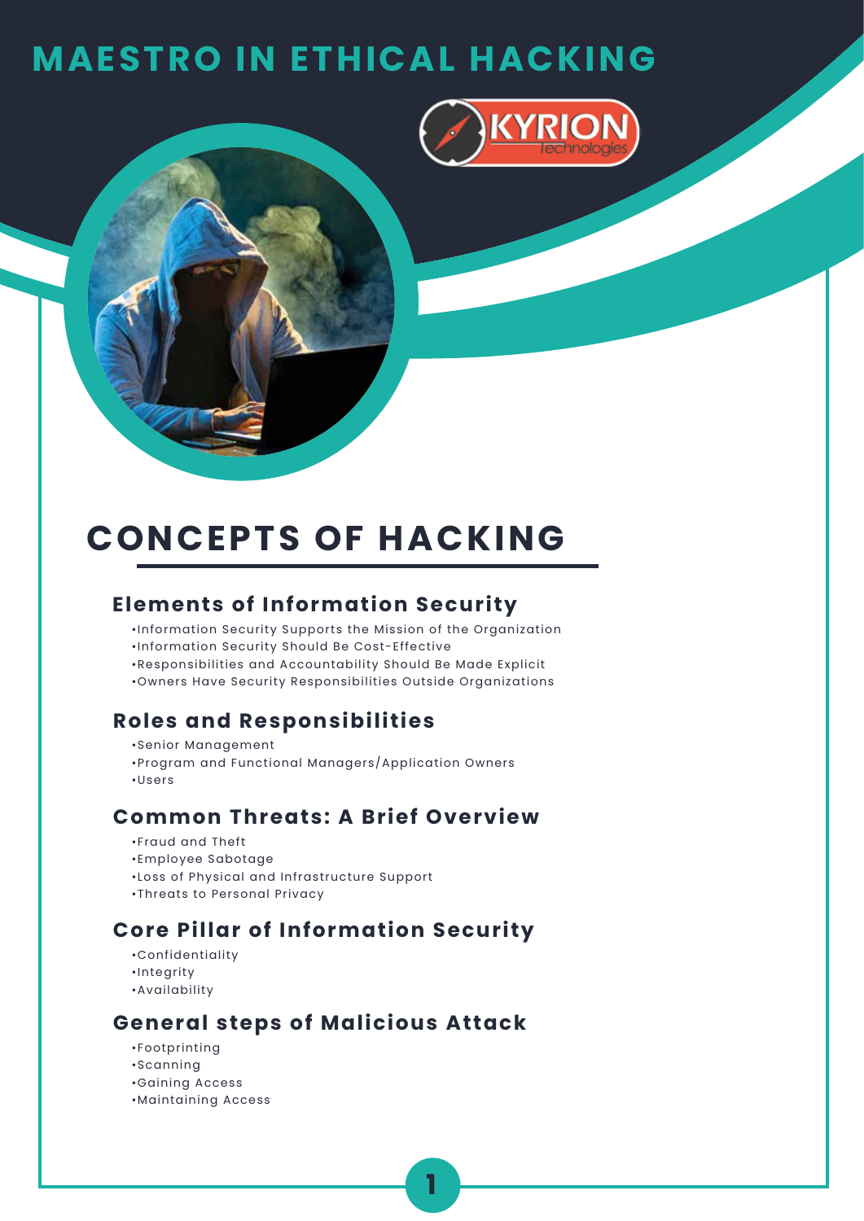# MAESTRO IN ETHICAL HACKING

## CONCEPTS OF HACKING

### Elements of Information Security

- Information Security Supports the Mission of the Organization
- Information Security Should Be Cost-Effective
- Responsibilities and Accountability Should Be Made Explicit
- Owners Have Security Responsibilities Outside Organizations

### Roles and Responsibilities

- Senior Management
- Program and Functional Managers/Application Owners
- Users

### Common Threats: A Brief Overview

- Fraud and Theft
- Employee Sabotage
- Loss of Physical and Infrastructure Support
- Threats to Personal Privacy

### Core Pillar of Information Security

- Confidentiality
- Integrity
- Availability

### General steps of Malicious Attack

- Footprinting
- Scanning
- Gaining Access
- Maintaining Access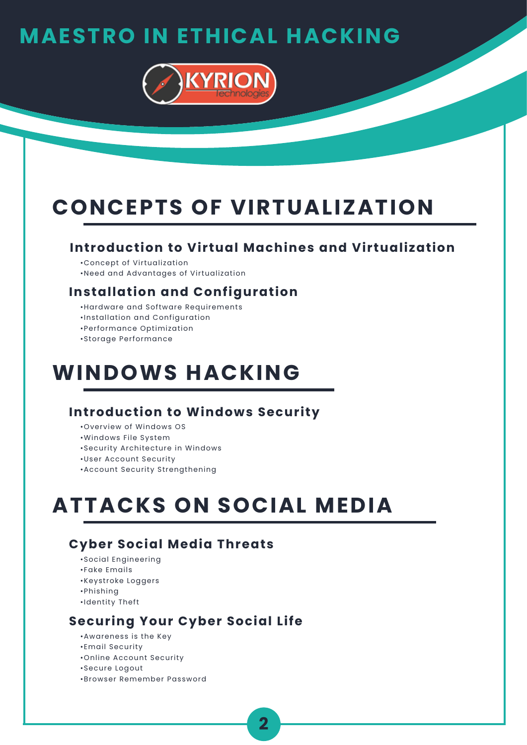# MAESTRO IN ETHICAL HACKING

## CONCEPTS OF VIRTUALIZATION

### Introduction to Virtual Machines and Virtualization

- Concept of Virtualization
- Need and Advantages of Virtualization

### Installation and Configuration

- Hardware and Software Requirements
- Installation and Configuration
- Performance Optimization
- Storage Performance

## WINDOWS HACKING

### Introduction to Windows Security

- Overview of Windows OS
- Windows File System
- Security Architecture in Windows
- User Account Security
- Account Security Strengthening

## ATTACKS ON SOCIAL MEDIA

### Cyber Social Media Threats

- Social Engineering
- Fake Emails
- Keystroke Loggers
- Phishing
- Identity Theft

### Securing Your Cyber Social Life

- Awareness is the Key
- Email Security
- Online Account Security
- Secure Logout
- Browser Remember Password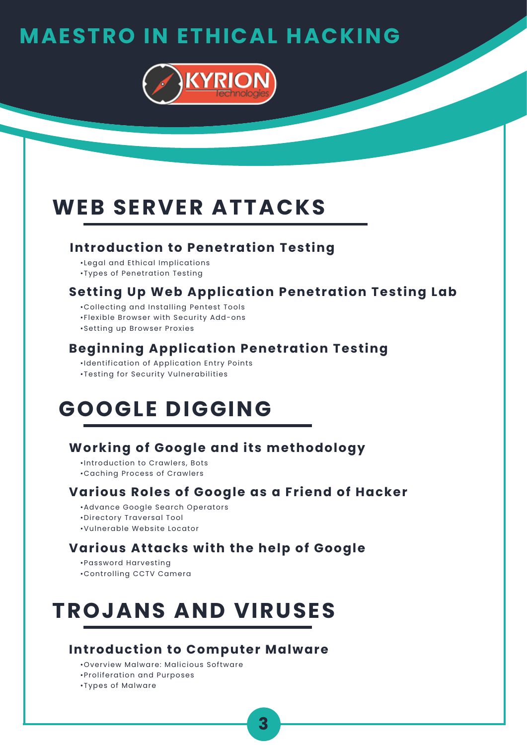# MAESTRO IN ETHICAL HACKING

## WEB SERVER ATTACKS

### Introduction to Penetration Testing

- •Legal and Ethical Implications
- •Types of Penetration Testing

### Setting Up Web Application Penetration Testing Lab

- •Collecting and Installing Pentest Tools
- •Flexible Browser with Security Add-ons
- •Setting up Browser Proxies

### Beginning Application Penetration Testing

- •Identification of Application Entry Points
- •Testing for Security Vulnerabilities

## GOOGLE DIGGING

### Working of Google and its methodology

- •Introduction to Crawlers, Bots
- •Caching Process of Crawlers

### Various Roles of Google as a Friend of Hacker

- •Advance Google Search Operators
- •Directory Traversal Tool
- •Vulnerable Website Locator

### Various Attacks with the help of Google

- •Password Harvesting
- •Controlling CCTV Camera

## TROJANS AND VIRUSES

### Introduction to Computer Malware

- •Overview Malware: Malicious Software
- •Proliferation and Purposes
- •Types of Malware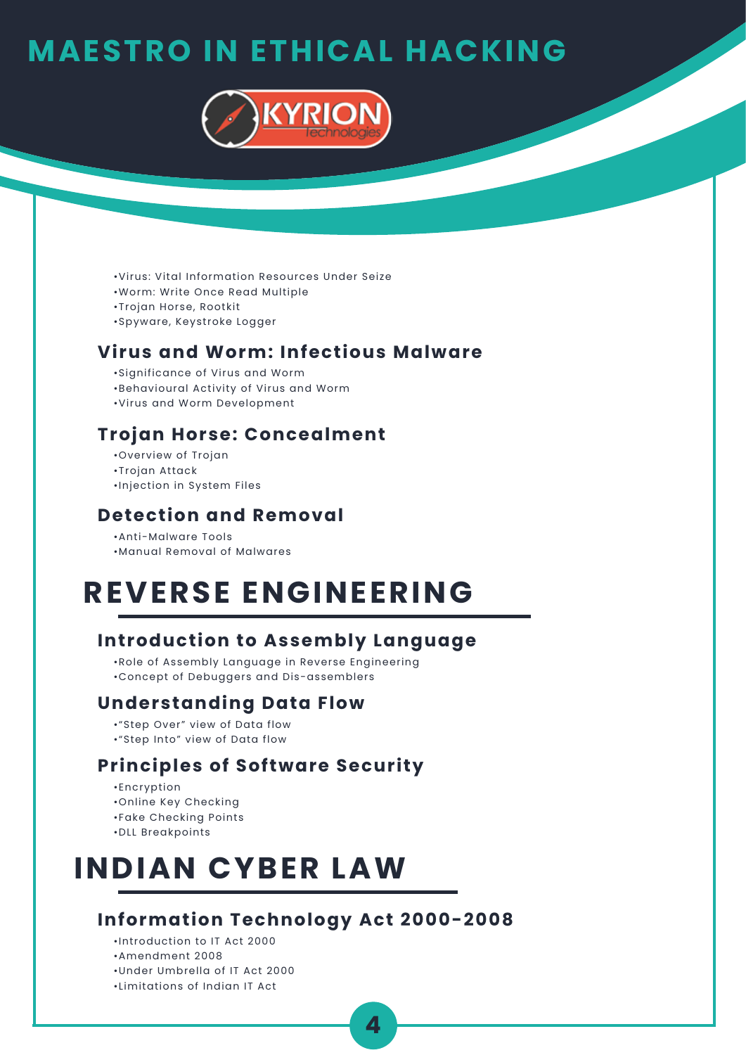# MAESTRO IN ETHICAL HACKING

- Virus: Vital Information Resources Under Seize
- Worm: Write Once Read Multiple
- Trojan Horse, Rootkit
- Spyware, Keystroke Logger

### Virus and Worm: Infectious Malware

- Significance of Virus and Worm
- Behavioural Activity of Virus and Worm
- Virus and Worm Development

### Trojan Horse: Concealment

- Overview of Trojan
- Trojan Attack
- Injection in System Files

### Detection and Removal

- Anti-Malware Tools
- Manual Removal of Malwares

## REVERSE ENGINEERING

### Introduction to Assembly Language

- Role of Assembly Language in Reverse Engineering
- Concept of Debuggers and Dis-assemblers

### Understanding Data Flow

- "Step Over" view of Data flow
- "Step Into" view of Data flow

### Principles of Software Security

- Encryption
- Online Key Checking
- Fake Checking Points
- DLL Breakpoints

## INDIAN CYBER LAW

### Information Technology Act 2000-2008

- Introduction to IT Act 2000
- Amendment 2008
- Under Umbrella of IT Act 2000
- Limitations of Indian IT Act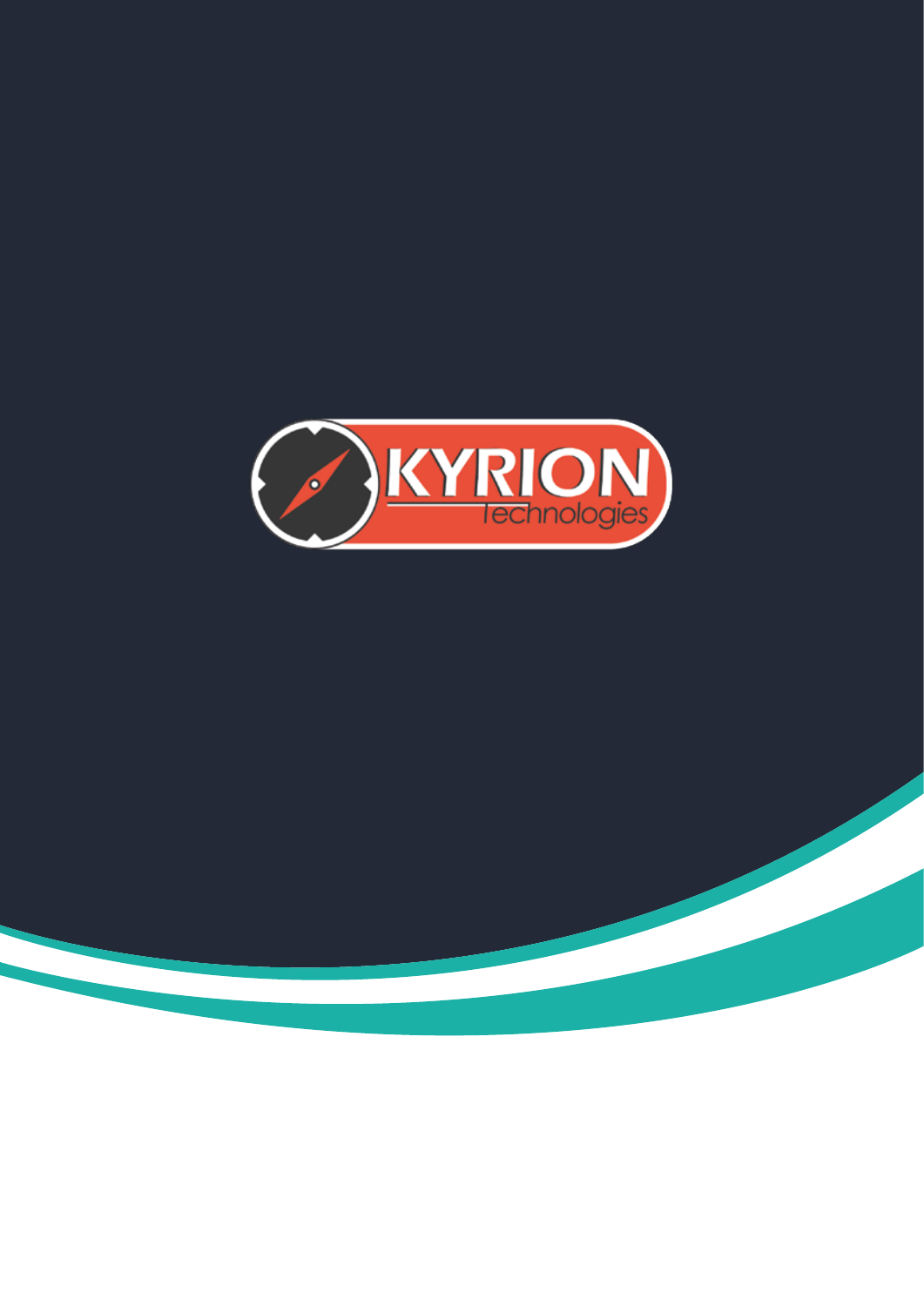KYRION

Technologies